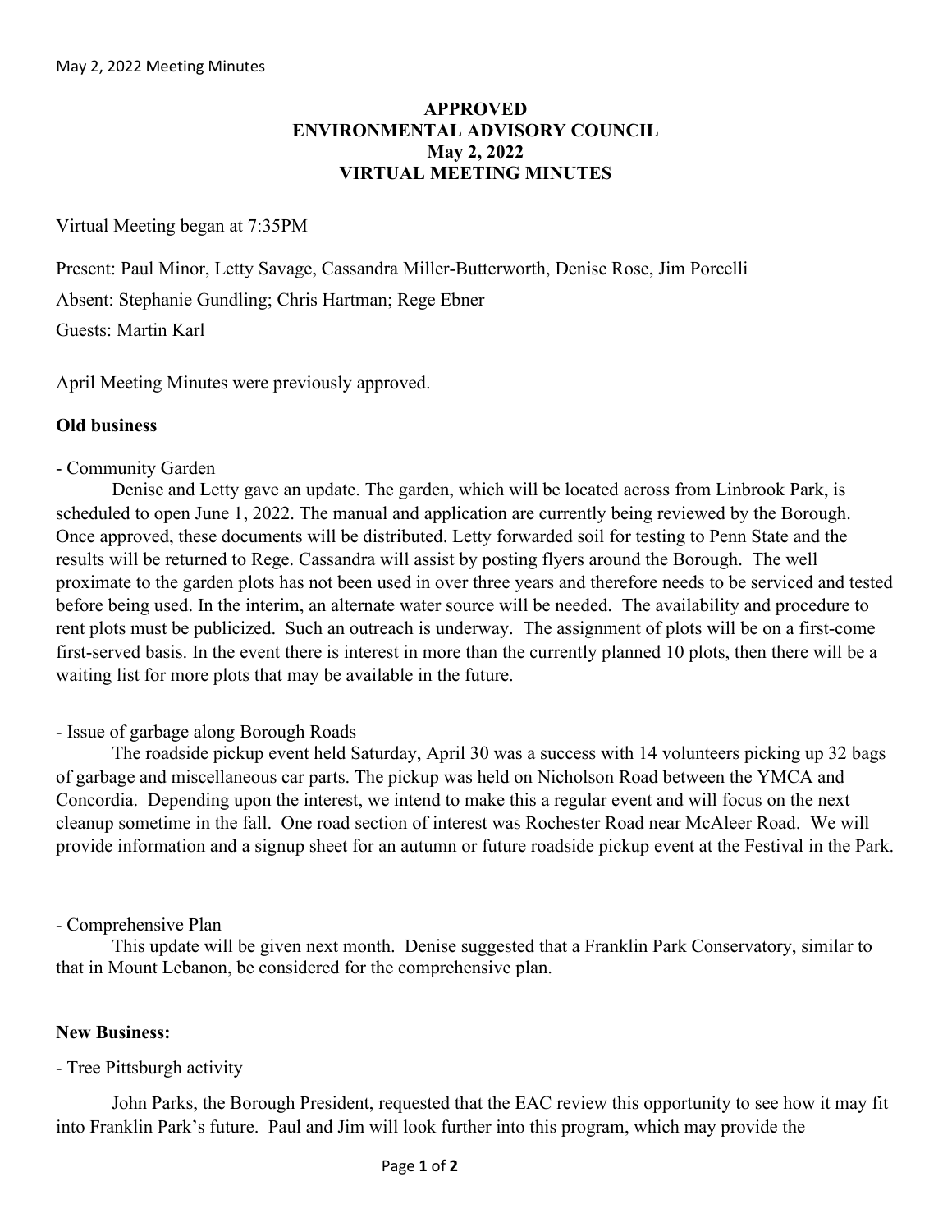**APPROVED**
**ENVIRONMENTAL ADVISORY COUNCIL**
**May 2, 2022**
**VIRTUAL MEETING MINUTES**

Virtual Meeting began at 7:35PM

Present: Paul Minor, Letty Savage, Cassandra Miller-Butterworth, Denise Rose, Jim Porcelli

Absent: Stephanie Gundling; Chris Hartman; Rege Ebner

Guests: Martin Karl

April Meeting Minutes were previously approved.

## Old business

- Community Garden

Denise and Letty gave an update. The garden, which will be located across from Linbrook Park, is scheduled to open June 1, 2022. The manual and application are currently being reviewed by the Borough. Once approved, these documents will be distributed. Letty forwarded soil for testing to Penn State and the results will be returned to Rege. Cassandra will assist by posting flyers around the Borough. The well proximate to the garden plots has not been used in over three years and therefore needs to be serviced and tested before being used. In the interim, an alternate water source will be needed. The availability and procedure to rent plots must be publicized. Such an outreach is underway. The assignment of plots will be on a first-come first-served basis. In the event there is interest in more than the currently planned 10 plots, then there will be a waiting list for more plots that may be available in the future.

- Issue of garbage along Borough Roads

The roadside pickup event held Saturday, April 30 was a success with 14 volunteers picking up 32 bags of garbage and miscellaneous car parts. The pickup was held on Nicholson Road between the YMCA and Concordia. Depending upon the interest, we intend to make this a regular event and will focus on the next cleanup sometime in the fall. One road section of interest was Rochester Road near McAleer Road. We will provide information and a signup sheet for an autumn or future roadside pickup event at the Festival in the Park.

- Comprehensive Plan

This update will be given next month. Denise suggested that a Franklin Park Conservatory, similar to that in Mount Lebanon, be considered for the comprehensive plan.

## New Business:

- Tree Pittsburgh activity

John Parks, the Borough President, requested that the EAC review this opportunity to see how it may fit into Franklin Park's future. Paul and Jim will look further into this program, which may provide the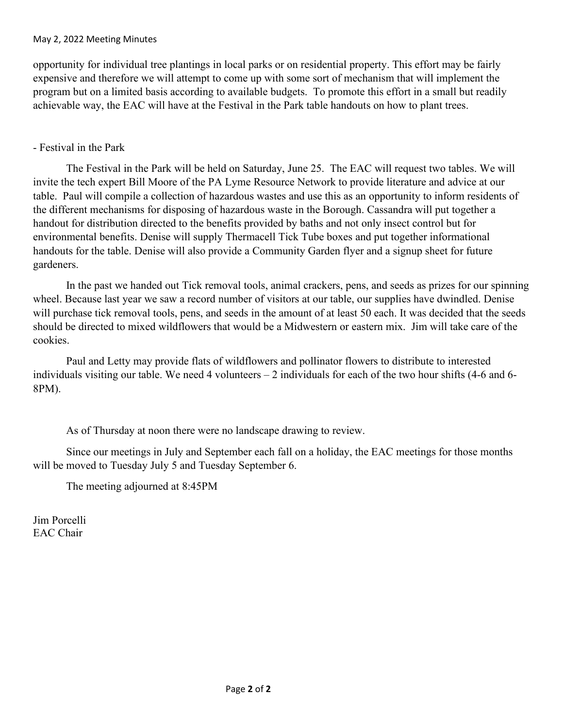opportunity for individual tree plantings in local parks or on residential property. This effort may be fairly expensive and therefore we will attempt to come up with some sort of mechanism that will implement the program but on a limited basis according to available budgets. To promote this effort in a small but readily achievable way, the EAC will have at the Festival in the Park table handouts on how to plant trees.

- Festival in the Park

The Festival in the Park will be held on Saturday, June 25. The EAC will request two tables. We will invite the tech expert Bill Moore of the PA Lyme Resource Network to provide literature and advice at our table. Paul will compile a collection of hazardous wastes and use this as an opportunity to inform residents of the different mechanisms for disposing of hazardous waste in the Borough. Cassandra will put together a handout for distribution directed to the benefits provided by baths and not only insect control but for environmental benefits. Denise will supply Thermacell Tick Tube boxes and put together informational handouts for the table. Denise will also provide a Community Garden flyer and a signup sheet for future gardeners.

In the past we handed out Tick removal tools, animal crackers, pens, and seeds as prizes for our spinning wheel. Because last year we saw a record number of visitors at our table, our supplies have dwindled. Denise will purchase tick removal tools, pens, and seeds in the amount of at least 50 each. It was decided that the seeds should be directed to mixed wildflowers that would be a Midwestern or eastern mix. Jim will take care of the cookies.

Paul and Letty may provide flats of wildflowers and pollinator flowers to distribute to interested individuals visiting our table. We need 4 volunteers – 2 individuals for each of the two hour shifts (4-6 and 6-8PM).

As of Thursday at noon there were no landscape drawing to review.

Since our meetings in July and September each fall on a holiday, the EAC meetings for those months will be moved to Tuesday July 5 and Tuesday September 6.

The meeting adjourned at 8:45PM

Jim Porcelli
EAC Chair